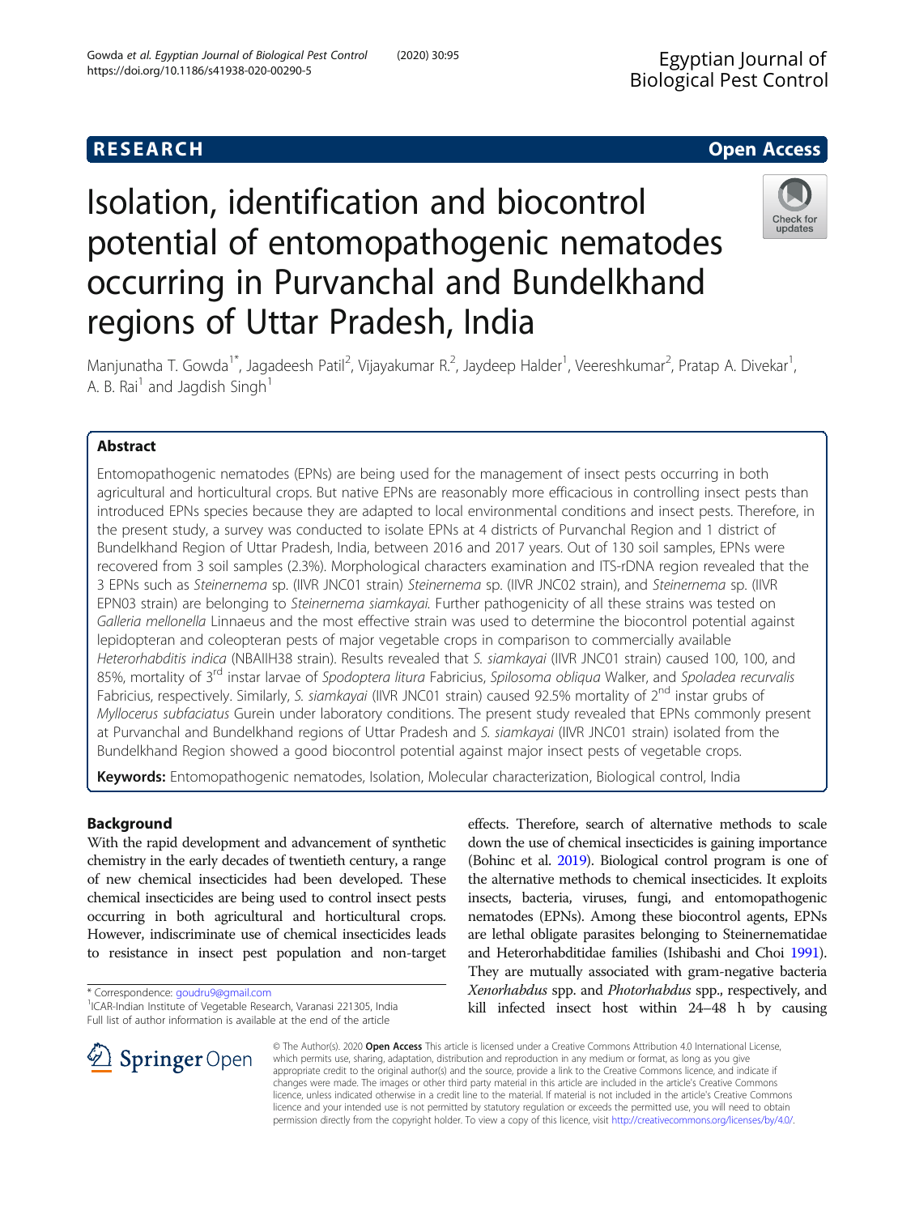RESEARCH | Open Access

# Isolation, identification and biocontrol potential of entomopathogenic nematodes occurring in Purvanchal and Bundelkhand regions of Uttar Pradesh, India

Manjunatha T. Gowda[1*], Jagadeesh Patil[2], Vijayakumar R.[2], Jaydeep Halder[1], Veereshkumar[2], Pratap A. Divekar[1], A. B. Rai[1] and Jagdish Singh[1]

## Abstract

Entomopathogenic nematodes (EPNs) are being used for the management of insect pests occurring in both agricultural and horticultural crops. But native EPNs are reasonably more efficacious in controlling insect pests than introduced EPNs species because they are adapted to local environmental conditions and insect pests. Therefore, in the present study, a survey was conducted to isolate EPNs at 4 districts of Purvanchal Region and 1 district of Bundelkhand Region of Uttar Pradesh, India, between 2016 and 2017 years. Out of 130 soil samples, EPNs were recovered from 3 soil samples (2.3%). Morphological characters examination and ITS-rDNA region revealed that the 3 EPNs such as *Steinernema* sp. (IIVR JNC01 strain) *Steinernema* sp. (IIVR JNC02 strain), and *Steinernema* sp. (IIVR EPN03 strain) are belonging to *Steinernema siamkayai*. Further pathogenicity of all these strains was tested on *Galleria mellonella* Linnaeus and the most effective strain was used to determine the biocontrol potential against lepidopteran and coleopteran pests of major vegetable crops in comparison to commercially available *Heterorhabditis indica* (NBAIIH38 strain). Results revealed that *S. siamkayai* (IIVR JNC01 strain) caused 100, 100, and 85%, mortality of 3rd instar larvae of *Spodoptera litura* Fabricius, *Spilosoma obliqua* Walker, and *Spoladea recurvalis* Fabricius, respectively. Similarly, *S. siamkayai* (IIVR JNC01 strain) caused 92.5% mortality of 2nd instar grubs of *Myllocerus subfaciatus* Gurein under laboratory conditions. The present study revealed that EPNs commonly present at Purvanchal and Bundelkhand regions of Uttar Pradesh and *S. siamkayai* (IIVR JNC01 strain) isolated from the Bundelkhand Region showed a good biocontrol potential against major insect pests of vegetable crops.

**Keywords:** Entomopathogenic nematodes, Isolation, Molecular characterization, Biological control, India

## Background

With the rapid development and advancement of synthetic chemistry in the early decades of twentieth century, a range of new chemical insecticides had been developed. These chemical insecticides are being used to control insect pests occurring in both agricultural and horticultural crops. However, indiscriminate use of chemical insecticides leads to resistance in insect pest population and non-target effects. Therefore, search of alternative methods to scale down the use of chemical insecticides is gaining importance (Bohinc et al. 2019). Biological control program is one of the alternative methods to chemical insecticides. It exploits insects, bacteria, viruses, fungi, and entomopathogenic nematodes (EPNs). Among these biocontrol agents, EPNs are lethal obligate parasites belonging to Steinernematidae and Heterorhabditidae families (Ishibashi and Choi 1991). They are mutually associated with gram-negative bacteria *Xenorhabdus* spp. and *Photorhabdus* spp., respectively, and kill infected insect host within 24–48 h by causing

\* Correspondence: goudru9@gmail.com
[1]ICAR-Indian Institute of Vegetable Research, Varanasi 221305, India
Full list of author information is available at the end of the article

© The Author(s). 2020 **Open Access** This article is licensed under a Creative Commons Attribution 4.0 International License, which permits use, sharing, adaptation, distribution and reproduction in any medium or format, as long as you give appropriate credit to the original author(s) and the source, provide a link to the Creative Commons licence, and indicate if changes were made. The images or other third party material in this article are included in the article's Creative Commons licence, unless indicated otherwise in a credit line to the material. If material is not included in the article's Creative Commons licence and your intended use is not permitted by statutory regulation or exceeds the permitted use, you will need to obtain permission directly from the copyright holder. To view a copy of this licence, visit http://creativecommons.org/licenses/by/4.0/.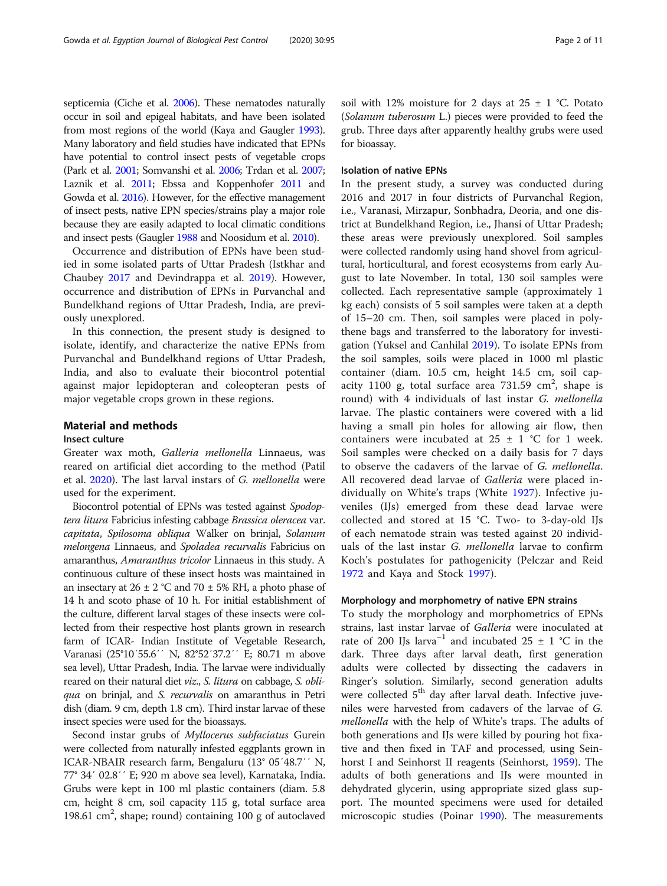septicemia (Ciche et al. 2006). These nematodes naturally occur in soil and epigeal habitats, and have been isolated from most regions of the world (Kaya and Gaugler 1993). Many laboratory and field studies have indicated that EPNs have potential to control insect pests of vegetable crops (Park et al. 2001; Somvanshi et al. 2006; Trdan et al. 2007; Laznik et al. 2011; Ebssa and Koppenhofer 2011 and Gowda et al. 2016). However, for the effective management of insect pests, native EPN species/strains play a major role because they are easily adapted to local climatic conditions and insect pests (Gaugler 1988 and Noosidum et al. 2010).

Occurrence and distribution of EPNs have been studied in some isolated parts of Uttar Pradesh (Istkhar and Chaubey 2017 and Devindrappa et al. 2019). However, occurrence and distribution of EPNs in Purvanchal and Bundelkhand regions of Uttar Pradesh, India, are previously unexplored.

In this connection, the present study is designed to isolate, identify, and characterize the native EPNs from Purvanchal and Bundelkhand regions of Uttar Pradesh, India, and also to evaluate their biocontrol potential against major lepidopteran and coleopteran pests of major vegetable crops grown in these regions.

## Material and methods

### Insect culture

Greater wax moth, *Galleria mellonella* Linnaeus, was reared on artificial diet according to the method (Patil et al. 2020). The last larval instars of *G. mellonella* were used for the experiment.

Biocontrol potential of EPNs was tested against *Spodoptera litura* Fabricius infesting cabbage *Brassica oleracea* var. *capitata*, *Spilosoma obliqua* Walker on brinjal, *Solanum melongena* Linnaeus, and *Spoladea recurvalis* Fabricius on amaranthus, *Amaranthus tricolor* Linnaeus in this study. A continuous culture of these insect hosts was maintained in an insectary at 26 ± 2 °C and 70 ± 5% RH, a photo phase of 14 h and scoto phase of 10 h. For initial establishment of the culture, different larval stages of these insects were collected from their respective host plants grown in research farm of ICAR- Indian Institute of Vegetable Research, Varanasi (25°10′55.6′′ N, 82°52′37.2′′ E; 80.71 m above sea level), Uttar Pradesh, India. The larvae were individually reared on their natural diet *viz*., *S. litura* on cabbage, *S. obliqua* on brinjal, and *S. recurvalis* on amaranthus in Petri dish (diam. 9 cm, depth 1.8 cm). Third instar larvae of these insect species were used for the bioassays.

Second instar grubs of *Myllocerus subfaciatus* Gurein were collected from naturally infested eggplants grown in ICAR-NBAIR research farm, Bengaluru (13° 05′48.7′′ N, 77° 34′ 02.8′′ E; 920 m above sea level), Karnataka, India. Grubs were kept in 100 ml plastic containers (diam. 5.8 cm, height 8 cm, soil capacity 115 g, total surface area 198.61 $cm^2$, shape; round) containing 100 g of autoclaved soil with 12% moisture for 2 days at 25 ± 1 °C. Potato (*Solanum tuberosum* L.) pieces were provided to feed the grub. Three days after apparently healthy grubs were used for bioassay.

### Isolation of native EPNs

In the present study, a survey was conducted during 2016 and 2017 in four districts of Purvanchal Region, i.e., Varanasi, Mirzapur, Sonbhadra, Deoria, and one district at Bundelkhand Region, i.e., Jhansi of Uttar Pradesh; these areas were previously unexplored. Soil samples were collected randomly using hand shovel from agricultural, horticultural, and forest ecosystems from early August to late November. In total, 130 soil samples were collected. Each representative sample (approximately 1 kg each) consists of 5 soil samples were taken at a depth of 15–20 cm. Then, soil samples were placed in polythene bags and transferred to the laboratory for investigation (Yuksel and Canhilal 2019). To isolate EPNs from the soil samples, soils were placed in 1000 ml plastic container (diam. 10.5 cm, height 14.5 cm, soil capacity 1100 g, total surface area 731.59 $cm^2$, shape is round) with 4 individuals of last instar *G. mellonella* larvae. The plastic containers were covered with a lid having a small pin holes for allowing air flow, then containers were incubated at 25 ± 1 °C for 1 week. Soil samples were checked on a daily basis for 7 days to observe the cadavers of the larvae of *G. mellonella*. All recovered dead larvae of *Galleria* were placed individually on White's traps (White 1927). Infective juveniles (IJs) emerged from these dead larvae were collected and stored at 15 °C. Two- to 3-day-old IJs of each nematode strain was tested against 20 individuals of the last instar *G. mellonella* larvae to confirm Koch's postulates for pathogenicity (Pelczar and Reid 1972 and Kaya and Stock 1997).

### Morphology and morphometry of native EPN strains

To study the morphology and morphometrics of EPNs strains, last instar larvae of *Galleria* were inoculated at rate of 200 IJs $larva^{-1}$ and incubated 25 ± 1 °C in the dark. Three days after larval death, first generation adults were collected by dissecting the cadavers in Ringer's solution. Similarly, second generation adults were collected $5^{th}$ day after larval death. Infective juveniles were harvested from cadavers of the larvae of *G. mellonella* with the help of White's traps. The adults of both generations and IJs were killed by pouring hot fixative and then fixed in TAF and processed, using Seinhorst I and Seinhorst II reagents (Seinhorst, 1959). The adults of both generations and IJs were mounted in dehydrated glycerin, using appropriate sized glass support. The mounted specimens were used for detailed microscopic studies (Poinar 1990). The measurements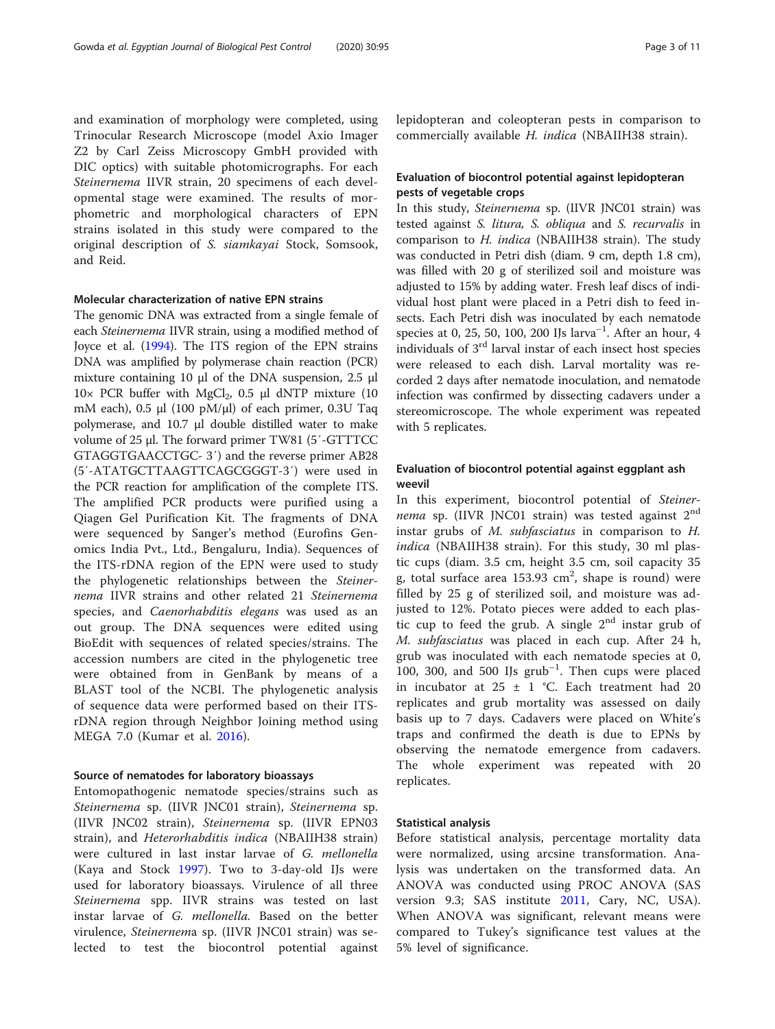and examination of morphology were completed, using Trinocular Research Microscope (model Axio Imager Z2 by Carl Zeiss Microscopy GmbH provided with DIC optics) with suitable photomicrographs. For each *Steinernema* IIVR strain, 20 specimens of each developmental stage were examined. The results of morphometric and morphological characters of EPN strains isolated in this study were compared to the original description of *S. siamkayai* Stock, Somsook, and Reid.

#### Molecular characterization of native EPN strains

The genomic DNA was extracted from a single female of each *Steinernema* IIVR strain, using a modified method of Joyce et al. (1994). The ITS region of the EPN strains DNA was amplified by polymerase chain reaction (PCR) mixture containing 10 μl of the DNA suspension, 2.5 μl 10× PCR buffer with $MgCl_2$, 0.5 μl dNTP mixture (10 mM each), 0.5 μl (100 pM/μl) of each primer, 0.3U Taq polymerase, and 10.7 μl double distilled water to make volume of 25 μl. The forward primer TW81 (5′-GTTTCC GTAGGTGAACCTGC- 3′) and the reverse primer AB28 (5′-ATATGCTTAAGTTCAGCGGGT-3′) were used in the PCR reaction for amplification of the complete ITS. The amplified PCR products were purified using a Qiagen Gel Purification Kit. The fragments of DNA were sequenced by Sanger's method (Eurofins Genomics India Pvt., Ltd., Bengaluru, India). Sequences of the ITS-rDNA region of the EPN were used to study the phylogenetic relationships between the *Steinernema* IIVR strains and other related 21 *Steinernema* species, and *Caenorhabditis elegans* was used as an out group. The DNA sequences were edited using BioEdit with sequences of related species/strains. The accession numbers are cited in the phylogenetic tree were obtained from in GenBank by means of a BLAST tool of the NCBI. The phylogenetic analysis of sequence data were performed based on their ITS-rDNA region through Neighbor Joining method using MEGA 7.0 (Kumar et al. 2016).

#### Source of nematodes for laboratory bioassays

Entomopathogenic nematode species/strains such as *Steinernema* sp. (IIVR JNC01 strain), *Steinernema* sp. (IIVR JNC02 strain), *Steinernema* sp. (IIVR EPN03 strain), and *Heterorhabditis indica* (NBAIIH38 strain) were cultured in last instar larvae of *G. mellonella* (Kaya and Stock 1997). Two to 3-day-old IJs were used for laboratory bioassays. Virulence of all three *Steinernema* spp. IIVR strains was tested on last instar larvae of *G. mellonella*. Based on the better virulence, *Steinernema* sp. (IIVR JNC01 strain) was selected to test the biocontrol potential against lepidopteran and coleopteran pests in comparison to commercially available *H. indica* (NBAIIH38 strain).

#### Evaluation of biocontrol potential against lepidopteran pests of vegetable crops

In this study, *Steinernema* sp. (IIVR JNC01 strain) was tested against *S. litura, S. obliqua* and *S. recurvalis* in comparison to *H. indica* (NBAIIH38 strain). The study was conducted in Petri dish (diam. 9 cm, depth 1.8 cm), was filled with 20 g of sterilized soil and moisture was adjusted to 15% by adding water. Fresh leaf discs of individual host plant were placed in a Petri dish to feed insects. Each Petri dish was inoculated by each nematode species at 0, 25, 50, 100, 200 IJs larva$^{-1}$. After an hour, 4 individuals of 3$^{rd}$ larval instar of each insect host species were released to each dish. Larval mortality was recorded 2 days after nematode inoculation, and nematode infection was confirmed by dissecting cadavers under a stereomicroscope. The whole experiment was repeated with 5 replicates.

#### Evaluation of biocontrol potential against eggplant ash weevil

In this experiment, biocontrol potential of *Steinernema* sp. (IIVR JNC01 strain) was tested against 2$^{nd}$ instar grubs of *M. subfasciatus* in comparison to *H. indica* (NBAIIH38 strain). For this study, 30 ml plastic cups (diam. 3.5 cm, height 3.5 cm, soil capacity 35 g, total surface area 153.93 cm$^2$, shape is round) were filled by 25 g of sterilized soil, and moisture was adjusted to 12%. Potato pieces were added to each plastic cup to feed the grub. A single 2$^{nd}$ instar grub of *M. subfasciatus* was placed in each cup. After 24 h, grub was inoculated with each nematode species at 0, 100, 300, and 500 IJs grub$^{-1}$. Then cups were placed in incubator at 25 ± 1 °C. Each treatment had 20 replicates and grub mortality was assessed on daily basis up to 7 days. Cadavers were placed on White's traps and confirmed the death is due to EPNs by observing the nematode emergence from cadavers. The whole experiment was repeated with 20 replicates.

#### Statistical analysis

Before statistical analysis, percentage mortality data were normalized, using arcsine transformation. Analysis was undertaken on the transformed data. An ANOVA was conducted using PROC ANOVA (SAS version 9.3; SAS institute 2011, Cary, NC, USA). When ANOVA was significant, relevant means were compared to Tukey's significance test values at the 5% level of significance.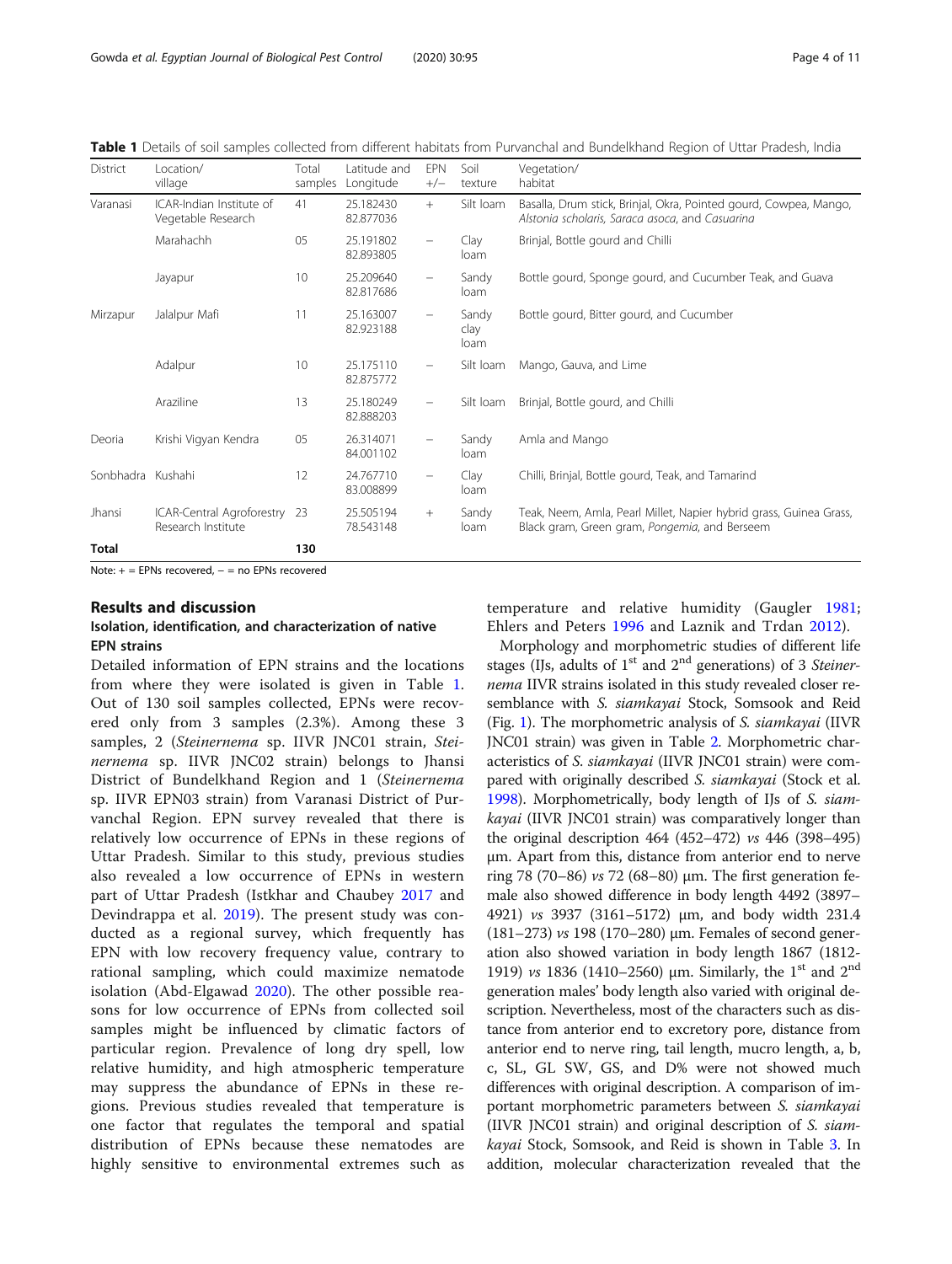**Table 1** Details of soil samples collected from different habitats from Purvanchal and Bundelkhand Region of Uttar Pradesh, India

| District | Location/ village | Total samples | Latitude and Longitude | EPN +/− | Soil texture | Vegetation/ habitat |
|---|---|---|---|---|---|---|
| Varanasi | ICAR-Indian Institute of Vegetable Research | 41 | 25.182430 82.877036 | + | Silt loam | Basalla, Drum stick, Brinjal, Okra, Pointed gourd, Cowpea, Mango, *Alstonia scholaris*, *Saraca asoca*, and *Casuarina* |
| | Marahachh | 05 | 25.191802 82.893805 | − | Clay loam | Brinjal, Bottle gourd and Chilli |
| | Jayapur | 10 | 25.209640 82.817686 | − | Sandy loam | Bottle gourd, Sponge gourd, and Cucumber Teak, and Guava |
| Mirzapur | Jalalpur Mafi | 11 | 25.163007 82.923188 | − | Sandy clay loam | Bottle gourd, Bitter gourd, and Cucumber |
| | Adalpur | 10 | 25.175110 82.875772 | − | Silt loam | Mango, Gauva, and Lime |
| | Araziline | 13 | 25.180249 82.888203 | − | Silt loam | Brinjal, Bottle gourd, and Chilli |
| Deoria | Krishi Vigyan Kendra | 05 | 26.314071 84.001102 | − | Sandy loam | Amla and Mango |
| Sonbhadra | Kushahi | 12 | 24.767710 83.008899 | − | Clay loam | Chilli, Brinjal, Bottle gourd, Teak, and Tamarind |
| Jhansi | ICAR-Central Agroforestry Research Institute | 23 | 25.505194 78.543148 | + | Sandy loam | Teak, Neem, Amla, Pearl Millet, Napier hybrid grass, Guinea Grass, Black gram, Green gram, *Pongemia*, and Berseem |
| **Total** | | **130** | | | | |

Note: + = EPNs recovered, − = no EPNs recovered

## Results and discussion

### Isolation, identification, and characterization of native EPN strains

Detailed information of EPN strains and the locations from where they were isolated is given in Table 1. Out of 130 soil samples collected, EPNs were recovered only from 3 samples (2.3%). Among these 3 samples, 2 (*Steinernema* sp. IIVR JNC01 strain, *Steinernema* sp. IIVR JNC02 strain) belongs to Jhansi District of Bundelkhand Region and 1 (*Steinernema* sp. IIVR EPN03 strain) from Varanasi District of Purvanchal Region. EPN survey revealed that there is relatively low occurrence of EPNs in these regions of Uttar Pradesh. Similar to this study, previous studies also revealed a low occurrence of EPNs in western part of Uttar Pradesh (Istkhar and Chaubey 2017 and Devindrappa et al. 2019). The present study was conducted as a regional survey, which frequently has EPN with low recovery frequency value, contrary to rational sampling, which could maximize nematode isolation (Abd-Elgawad 2020). The other possible reasons for low occurrence of EPNs from collected soil samples might be influenced by climatic factors of particular region. Prevalence of long dry spell, low relative humidity, and high atmospheric temperature may suppress the abundance of EPNs in these regions. Previous studies revealed that temperature is one factor that regulates the temporal and spatial distribution of EPNs because these nematodes are highly sensitive to environmental extremes such as temperature and relative humidity (Gaugler 1981; Ehlers and Peters 1996 and Laznik and Trdan 2012).

Morphology and morphometric studies of different life stages (IJs, adults of 1st and 2nd generations) of 3 *Steinernema* IIVR strains isolated in this study revealed closer resemblance with *S. siamkayai* Stock, Somsook and Reid (Fig. 1). The morphometric analysis of *S. siamkayai* (IIVR JNC01 strain) was given in Table 2. Morphometric characteristics of *S. siamkayai* (IIVR JNC01 strain) were compared with originally described *S. siamkayai* (Stock et al. 1998). Morphometrically, body length of IJs of *S. siamkayai* (IIVR JNC01 strain) was comparatively longer than the original description 464 (452–472) *vs* 446 (398–495) μm. Apart from this, distance from anterior end to nerve ring 78 (70–86) *vs* 72 (68–80) μm. The first generation female also showed difference in body length 4492 (3897–4921) *vs* 3937 (3161–5172) μm, and body width 231.4 (181–273) *vs* 198 (170–280) μm. Females of second generation also showed variation in body length 1867 (1812-1919) *vs* 1836 (1410–2560) μm. Similarly, the 1st and 2nd generation males' body length also varied with original description. Nevertheless, most of the characters such as distance from anterior end to excretory pore, distance from anterior end to nerve ring, tail length, mucro length, a, b, c, SL, GL SW, GS, and D% were not showed much differences with original description. A comparison of important morphometric parameters between *S. siamkayai* (IIVR JNC01 strain) and original description of *S. siamkayai* Stock, Somsook, and Reid is shown in Table 3. In addition, molecular characterization revealed that the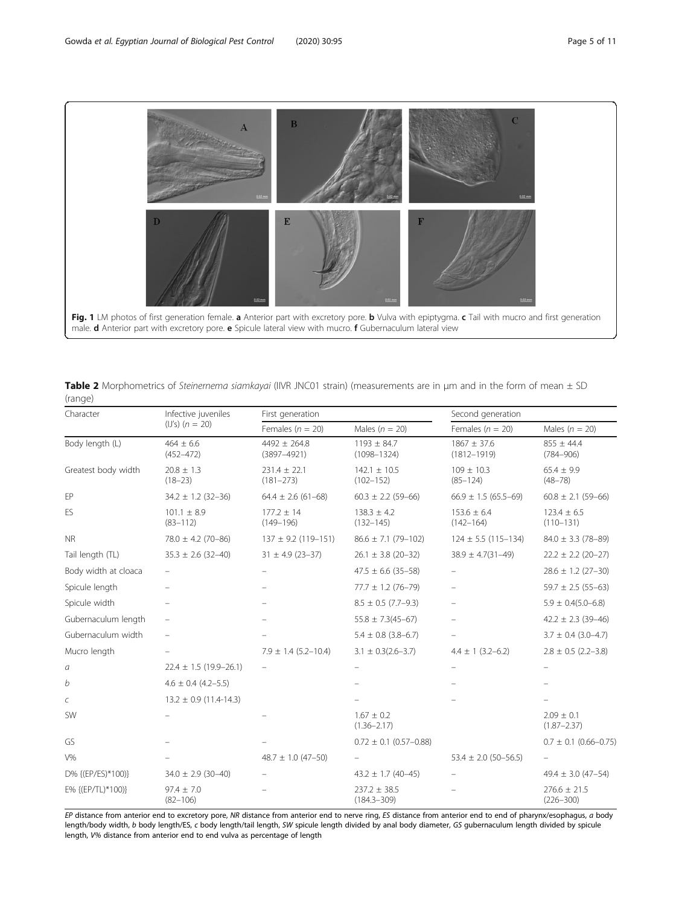**Fig. 1** LM photos of first generation female. **a** Anterior part with excretory pore. **b** Vulva with epiptygma. **c** Tail with mucro and first generation male. **d** Anterior part with excretory pore. **e** Spicule lateral view with mucro. **f** Gubernaculum lateral view

**Table 2** Morphometrics of *Steinernema siamkayai* (IIVR JNC01 strain) (measurements are in μm and in the form of mean ± SD (range)

| Character | Infective juveniles (IJ's) (*n* = 20) | First generation | | Second generation | |
|---|---|---|---|---|---|
| | | Females (*n* = 20) | Males (*n* = 20) | Females (*n* = 20) | Males (*n* = 20) |
| Body length (L) | 464 ± 6.6 (452–472) | 4492 ± 264.8 (3897–4921) | 1193 ± 84.7 (1098–1324) | 1867 ± 37.6 (1812–1919) | 855 ± 44.4 (784–906) |
| Greatest body width | 20.8 ± 1.3 (18–23) | 231.4 ± 22.1 (181–273) | 142.1 ± 10.5 (102–152) | 109 ± 10.3 (85–124) | 65.4 ± 9.9 (48–78) |
| EP | 34.2 ± 1.2 (32–36) | 64.4 ± 2.6 (61–68) | 60.3 ± 2.2 (59–66) | 66.9 ± 1.5 (65.5–69) | 60.8 ± 2.1 (59–66) |
| ES | 101.1 ± 8.9 (83–112) | 177.2 ± 14 (149–196) | 138.3 ± 4.2 (132–145) | 153.6 ± 6.4 (142–164) | 123.4 ± 6.5 (110–131) |
| NR | 78.0 ± 4.2 (70–86) | 137 ± 9.2 (119–151) | 86.6 ± 7.1 (79–102) | 124 ± 5.5 (115–134) | 84.0 ± 3.3 (78–89) |
| Tail length (TL) | 35.3 ± 2.6 (32–40) | 31 ± 4.9 (23–37) | 26.1 ± 3.8 (20–32) | 38.9 ± 4.7(31–49) | 22.2 ± 2.2 (20–27) |
| Body width at cloaca | – | – | 47.5 ± 6.6 (35–58) | – | 28.6 ± 1.2 (27–30) |
| Spicule length | – | – | 77.7 ± 1.2 (76–79) | – | 59.7 ± 2.5 (55–63) |
| Spicule width | – | – | 8.5 ± 0.5 (7.7–9.3) | – | 5.9 ± 0.4(5.0–6.8) |
| Gubernaculum length | – | – | 55.8 ± 7.3(45–67) | – | 42.2 ± 2.3 (39–46) |
| Gubernaculum width | – | – | 5.4 ± 0.8 (3.8–6.7) | – | 3.7 ± 0.4 (3.0–4.7) |
| Mucro length | – | 7.9 ± 1.4 (5.2–10.4) | 3.1 ± 0.3(2.6–3.7) | 4.4 ± 1 (3.2–6.2) | 2.8 ± 0.5 (2.2–3.8) |
| *a* | 22.4 ± 1.5 (19.9–26.1) | – | – | – | – |
| *b* | 4.6 ± 0.4 (4.2–5.5) | | – | – | – |
| *c* | 13.2 ± 0.9 (11.4-14.3) | | – | – | – |
| SW | – | – | 1.67 ± 0.2 (1.36–2.17) | | 2.09 ± 0.1 (1.87–2.37) |
| GS | – | – | 0.72 ± 0.1 (0.57–0.88) | | 0.7 ± 0.1 (0.66–0.75) |
| V% | – | 48.7 ± 1.0 (47–50) | – | 53.4 ± 2.0 (50–56.5) | – |
| D% {(EP/ES)*100)} | 34.0 ± 2.9 (30–40) | – | 43.2 ± 1.7 (40–45) | – | 49.4 ± 3.0 (47–54) |
| E% {(EP/TL)*100)} | 97.4 ± 7.0 (82–106) | – | 237.2 ± 38.5 (184.3–309) | – | 276.6 ± 21.5 (226–300) |

*EP* distance from anterior end to excretory pore, *NR* distance from anterior end to nerve ring, *ES* distance from anterior end to end of pharynx/esophagus, *a* body length/body width, *b* body length/ES, *c* body length/tail length, *SW* spicule length divided by anal body diameter, *GS* gubernaculum length divided by spicule length, *V%* distance from anterior end to end vulva as percentage of length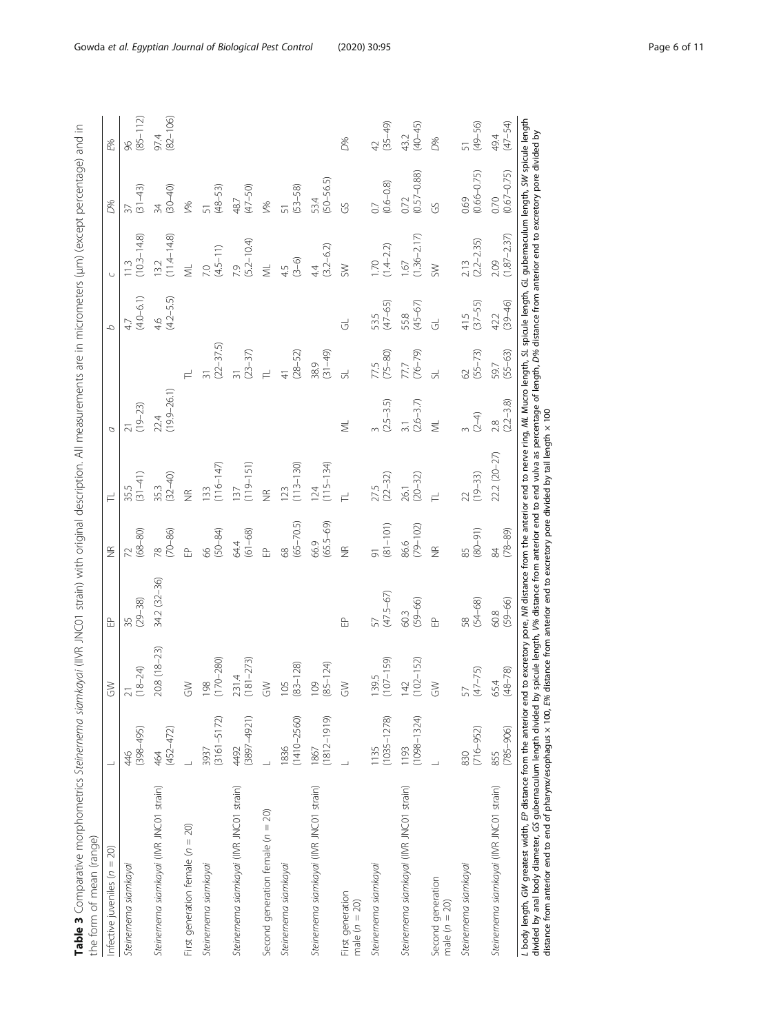**Table 3** Comparative morphometrics *Steinernema siamkayai* (IIVR JNC01 strain) with original description. All measurements are in micrometers (μm) (except percentage) and in the form of mean (range)

| Infective juveniles (n = 20) | L | GW | EP | NR | TL | a | | b | c | D% | E% |
|---|---|---|---|---|---|---|---|---|---|---|---|
| *Steinernema siamkayai* | 446 (398–495) | 21 (18–24) | 35 (29–38) | 72 (68–80) | 35.5 (31–41) | 21 (19–23) | | 4.7 (4.0–6.1) | 11.3 (10.3–14.8) | 37 (31–43) | 96 (85–112) |
| *Steinernema siamkayai* (IIVR JNC01 strain) | 464 (452–472) | 20.8 (18–23) | 34.2 (32–36) | 78 (70–86) | 35.3 (32–40) | 22.4 (19.9–26.1) | | 4.6 (4.2–5.5) | 13.2 (11.4–14.8) | 34 (30–40) | 97.4 (82–106) |
| First generation female (n = 20) | L | GW | | EP | NR | | TL | | ML | V% | |
| *Steinernema siamkayai* | 3937 (3161–5172) | 198 (170–280) | | 66 (50–84) | 133 (116–147) | | 31 (22–37.5) | | 7.0 (4.5–11) | 51 (48–53) | |
| *Steinernema siamkayai* (IIVR JNC01 strain) | 4492 (3897–4921) | 231.4 (181–273) | | 64.4 (61–68) | 137 (119–151) | | 31 (23–37) | | 7.9 (5.2–10.4) | 48.7 (47–50) | |
| Second generation female (n = 20) | L | GW | | EP | NR | | TL | | ML | V% | |
| *Steinernema siamkayai* | 1836 (1410–2560) | 105 (83–128) | | 68 (65–70.5) | 123 (113–130) | | 41 (28–52) | | 4.5 (3–6) | 51 (53–58) | |
| *Steinernema siamkayai* (IIVR JNC01 strain) | 1867 (1812–1919) | 109 (85–124) | | 66.9 (65.5–69) | 124 (115–134) | | 38.9 (31–49) | | 4.4 (3.2–6.2) | 53.4 (50–56.5) | |
| First generation male (n = 20) | L | GW | EP | NR | TL | ML | SL | GL | SW | GS | D% |
| *Steinernema siamkayai* | 1135 (1035–1278) | 139.5 (107–159) | 57 (47.5–67) | 91 (81–101) | 27.5 (22–32) | 3 (2.5–3.5) | 77.5 (75–80) | 53.5 (47–65) | 1.70 (1.4–2.2) | 0.7 (0.6–0.8) | 42 (35–49) |
| *Steinernema siamkayai* (IIVR JNC01 strain) | 1193 (1098–1324) | 142 (102–152) | 60.3 (59–66) | 86.6 (79–102) | 26.1 (20–32) | 3.1 (2.6–3.7) | 77.7 (76–79) | 55.8 (45–67) | 1.67 (1.36–2.17) | 0.72 (0.57–0.88) | 43.2 (40–45) |
| Second generation male (n = 20) | L | GW | EP | NR | TL | ML | SL | GL | SW | GS | D% |
| *Steinernema siamkayai* | 830 (716–952) | 57 (47–75) | 58 (54–68) | 85 (80–91) | 22 (19–33) | 3 (2–4) | 62 (55–73) | 41.5 (37–55) | 2.13 (2.2–2.35) | 0.69 (0.66–0.75) | 51 (49–56) |
| *Steinernema siamkayai* (IIVR JNC01 strain) | 855 (785–906) | 65.4 (48–78) | 60.8 (59–66) | 84 (78–89) | 22.2 (20–27) | 2.8 (2.2–3.8) | 59.7 (55–63) | 42.2 (39–46) | 2.09 (1.87–2.37) | 0.70 (0.67–0.75) | 49.4 (47–54) |

*L* body length, *GW* greatest width, *EP* distance from the anterior end to excretory pore, *NR* distance from the anterior end to nerve ring, *ML* Mucro length, *SL* spicule length, *GL* gubernaculum length, *SW* spicule length divided by anal body diameter, *GS* gubernaculum length divided by spicule length, *V%* distance from anterior end to end vulva as percentage of length, *D%* distance from anterior end to excretory pore divided by distance from anterior end to end of pharynx/esophagus × 100, *E%* distance from anterior end to excretory pore divided by tail length × 100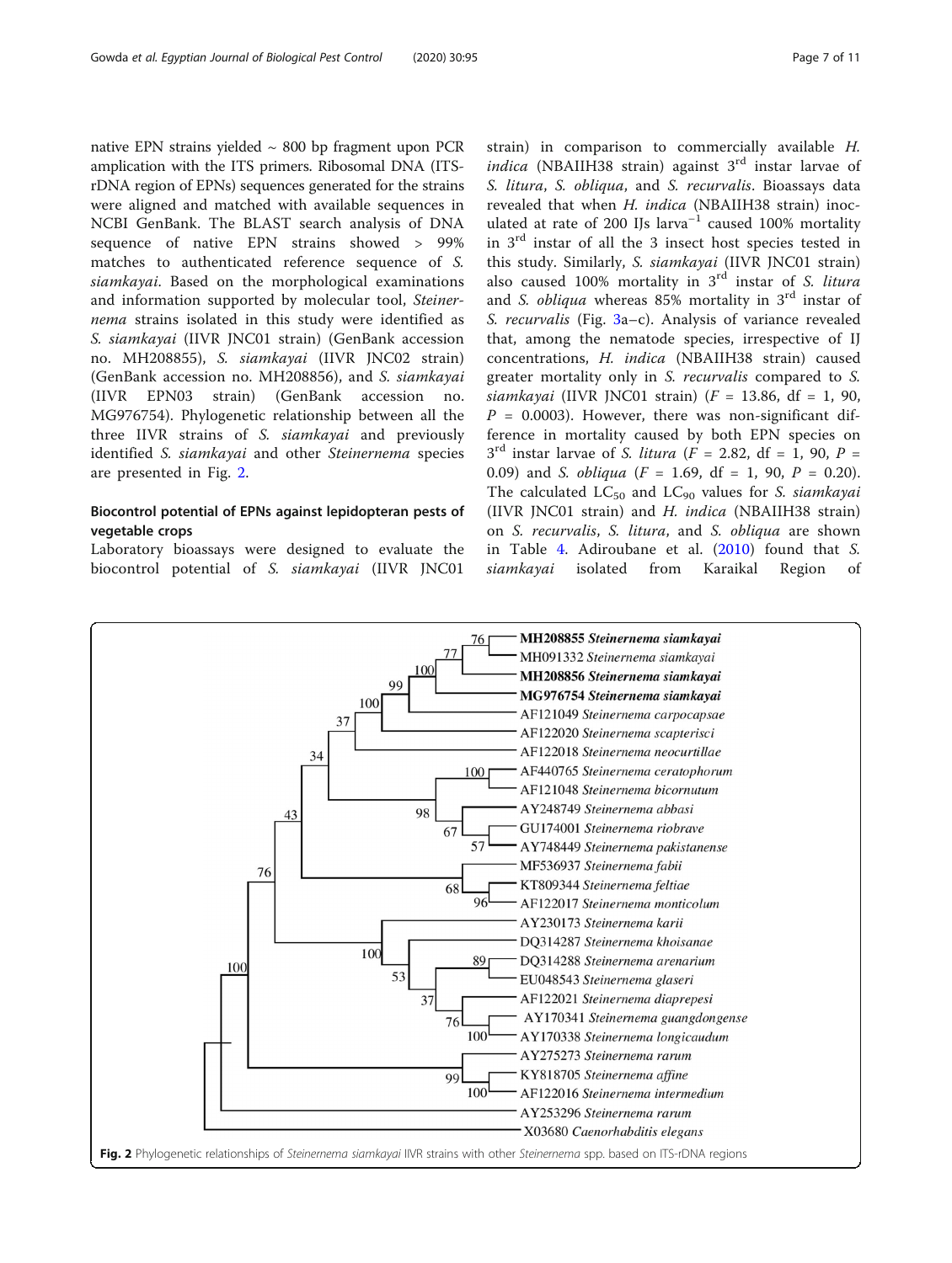native EPN strains yielded ~ 800 bp fragment upon PCR amplication with the ITS primers. Ribosomal DNA (ITS-rDNA region of EPNs) sequences generated for the strains were aligned and matched with available sequences in NCBI GenBank. The BLAST search analysis of DNA sequence of native EPN strains showed > 99% matches to authenticated reference sequence of *S. siamkayai*. Based on the morphological examinations and information supported by molecular tool, *Steinernema* strains isolated in this study were identified as *S. siamkayai* (IIVR JNC01 strain) (GenBank accession no. MH208855), *S. siamkayai* (IIVR JNC02 strain) (GenBank accession no. MH208856), and *S. siamkayai* (IIVR EPN03 strain) (GenBank accession no. MG976754). Phylogenetic relationship between all the three IIVR strains of *S. siamkayai* and previously identified *S. siamkayai* and other *Steinernema* species are presented in Fig. 2.

### Biocontrol potential of EPNs against lepidopteran pests of vegetable crops

Laboratory bioassays were designed to evaluate the biocontrol potential of *S. siamkayai* (IIVR JNC01 strain) in comparison to commercially available *H. indica* (NBAIIH38 strain) against 3rd instar larvae of *S. litura*, *S. obliqua*, and *S. recurvalis*. Bioassays data revealed that when *H. indica* (NBAIIH38 strain) inoculated at rate of 200 IJs larva$^{-1}$ caused 100% mortality in 3rd instar of all the 3 insect host species tested in this study. Similarly, *S. siamkayai* (IIVR JNC01 strain) also caused 100% mortality in 3rd instar of *S. litura* and *S. obliqua* whereas 85% mortality in 3rd instar of *S. recurvalis* (Fig. 3a–c). Analysis of variance revealed that, among the nematode species, irrespective of IJ concentrations, *H. indica* (NBAIIH38 strain) caused greater mortality only in *S. recurvalis* compared to *S. siamkayai* (IIVR JNC01 strain) ($F$ = 13.86, df = 1, 90, $P$ = 0.0003). However, there was non-significant difference in mortality caused by both EPN species on 3rd instar larvae of *S. litura* ($F$ = 2.82, df = 1, 90, $P$ = 0.09) and *S. obliqua* ($F$ = 1.69, df = 1, 90, $P$ = 0.20). The calculated $LC_{50}$ and $LC_{90}$ values for *S. siamkayai* (IIVR JNC01 strain) and *H. indica* (NBAIIH38 strain) on *S. recurvalis*, *S. litura*, and *S. obliqua* are shown in Table 4. Adiroubane et al. (2010) found that *S. siamkayai* isolated from Karaikal Region of

**Fig. 2** Phylogenetic relationships of *Steinernema siamkayai* IIVR strains with other *Steinernema* spp. based on ITS-rDNA regions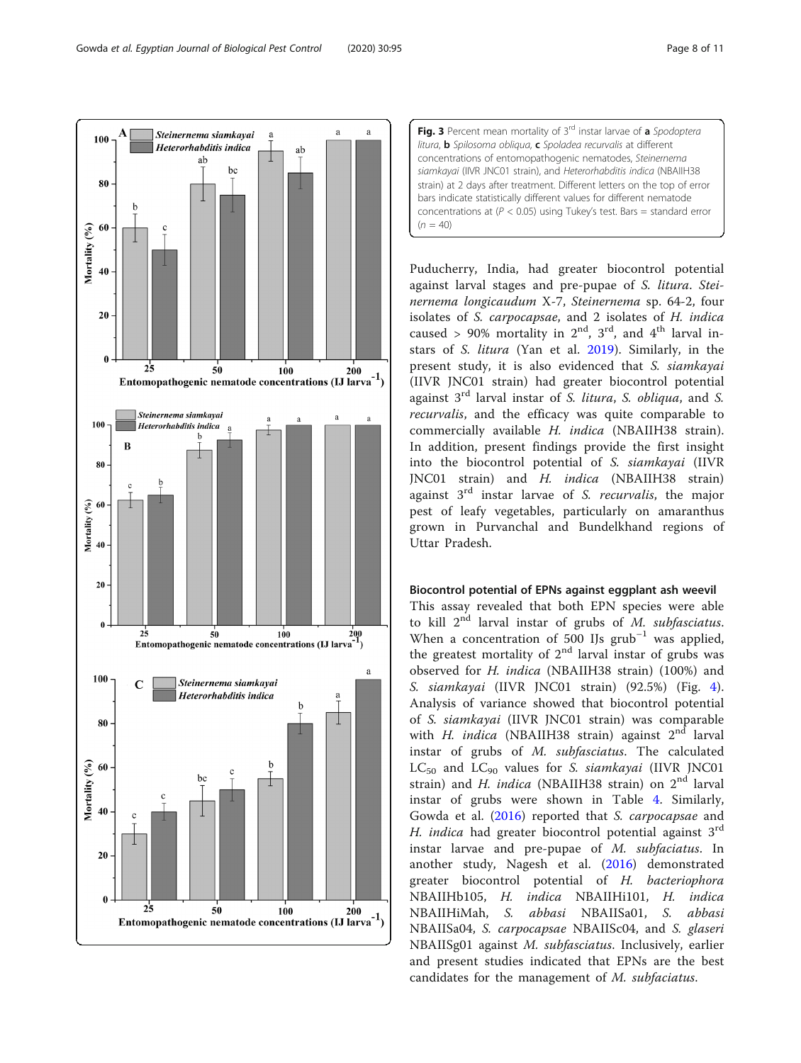**Fig. 3** Percent mean mortality of 3rd instar larvae of **a** *Spodoptera litura*, **b** *Spilosoma obliqua*, **c** *Spoladea recurvalis* at different concentrations of entomopathogenic nematodes, *Steinernema siamkayai* (IIVR JNC01 strain), and *Heterorhabditis indica* (NBAIIH38 strain) at 2 days after treatment. Different letters on the top of error bars indicate statistically different values for different nematode concentrations at ($P < 0.05$) using Tukey's test. Bars = standard error ($n = 40$)

Puducherry, India, had greater biocontrol potential against larval stages and pre-pupae of *S. litura*. *Steinernema longicaudum* X-7, *Steinernema* sp. 64-2, four isolates of *S. carpocapsae*, and 2 isolates of *H. indica* caused > 90% mortality in 2nd, 3rd, and 4th larval instars of *S. litura* (Yan et al. 2019). Similarly, in the present study, it is also evidenced that *S. siamkayai* (IIVR JNC01 strain) had greater biocontrol potential against 3rd larval instar of *S. litura*, *S. obliqua*, and *S. recurvalis*, and the efficacy was quite comparable to commercially available *H. indica* (NBAIIH38 strain). In addition, present findings provide the first insight into the biocontrol potential of *S. siamkayai* (IIVR JNC01 strain) and *H. indica* (NBAIIH38 strain) against 3rd instar larvae of *S. recurvalis*, the major pest of leafy vegetables, particularly on amaranthus grown in Purvanchal and Bundelkhand regions of Uttar Pradesh.

#### Biocontrol potential of EPNs against eggplant ash weevil

This assay revealed that both EPN species were able to kill 2nd larval instar of grubs of *M. subfasciatus*. When a concentration of 500 IJs grub$^{-1}$ was applied, the greatest mortality of 2nd larval instar of grubs was observed for *H. indica* (NBAIIH38 strain) (100%) and *S. siamkayai* (IIVR JNC01 strain) (92.5%) (Fig. 4). Analysis of variance showed that biocontrol potential of *S. siamkayai* (IIVR JNC01 strain) was comparable with *H. indica* (NBAIIH38 strain) against 2nd larval instar of grubs of *M. subfasciatus*. The calculated $LC_{50}$ and $LC_{90}$ values for *S. siamkayai* (IIVR JNC01 strain) and *H. indica* (NBAIIH38 strain) on 2nd larval instar of grubs were shown in Table 4. Similarly, Gowda et al. (2016) reported that *S. carpocapsae* and *H. indica* had greater biocontrol potential against 3rd instar larvae and pre-pupae of *M. subfaciatus*. In another study, Nagesh et al. (2016) demonstrated greater biocontrol potential of *H. bacteriophora* NBAIIHb105, *H. indica* NBAIIHi101, *H. indica* NBAIIHiMah, *S. abbasi* NBAIISa01, *S. abbasi* NBAIISa04, *S. carpocapsae* NBAIISc04, and *S. glaseri* NBAIISg01 against *M. subfasciatus*. Inclusively, earlier and present studies indicated that EPNs are the best candidates for the management of *M. subfaciatus*.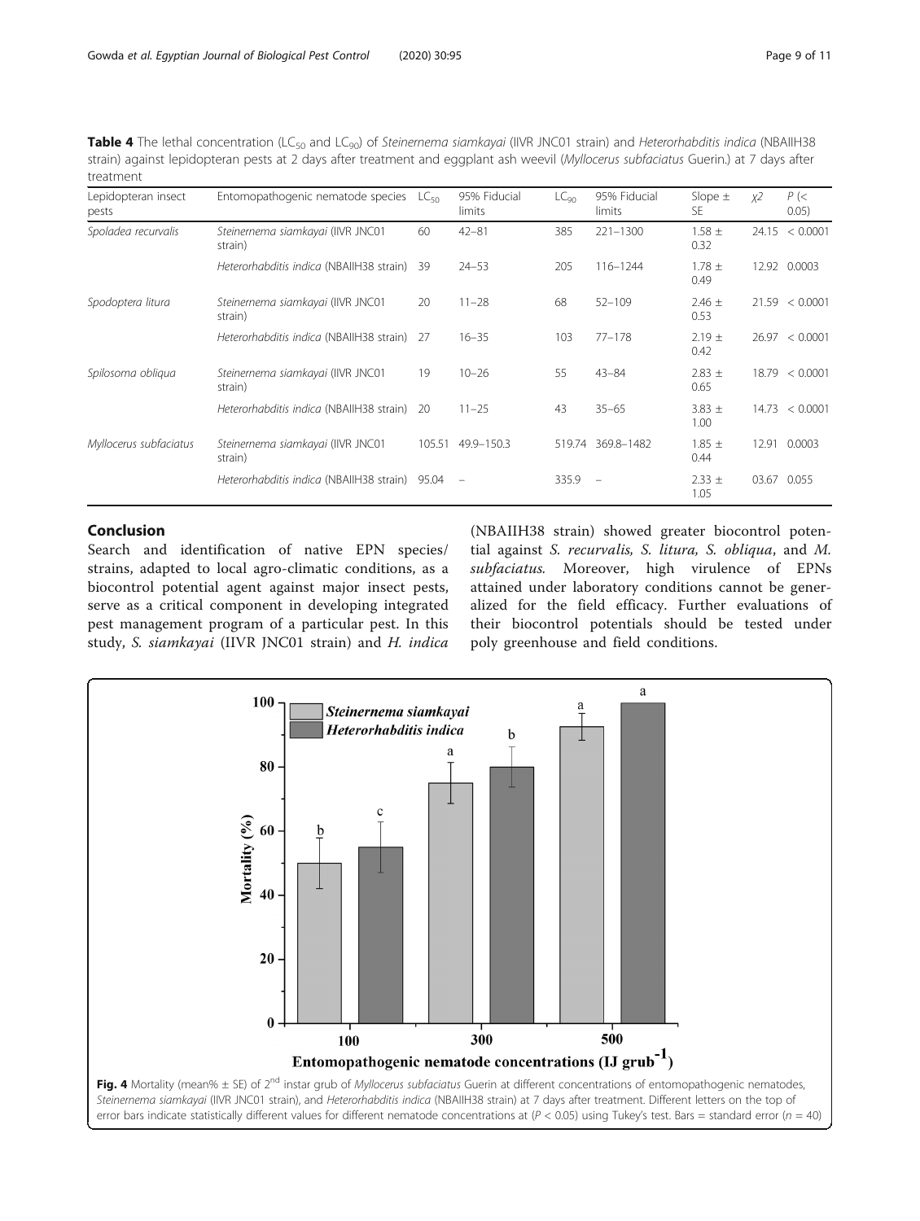**Table 4** The lethal concentration ($LC_{50}$ and $LC_{90}$) of *Steinernema siamkayai* (IIVR JNC01 strain) and *Heterorhabditis indica* (NBAIIH38 strain) against lepidopteran pests at 2 days after treatment and eggplant ash weevil (*Myllocerus subfaciatus* Guerin.) at 7 days after treatment

| Lepidopteran insect pests | Entomopathogenic nematode species | $LC_{50}$ | 95% Fiducial limits | $LC_{90}$ | 95% Fiducial limits | Slope ± SE | $\chi 2$ | P (< 0.05) |
|---|---|---|---|---|---|---|---|---|
| *Spoladea recurvalis* | *Steinernema siamkayai* (IIVR JNC01 strain) | 60 | 42–81 | 385 | 221–1300 | 1.58 ± 0.32 | 24.15 | < 0.0001 |
| | *Heterorhabditis indica* (NBAIIH38 strain) | 39 | 24–53 | 205 | 116–1244 | 1.78 ± 0.49 | 12.92 | 0.0003 |
| *Spodoptera litura* | *Steinernema siamkayai* (IIVR JNC01 strain) | 20 | 11–28 | 68 | 52–109 | 2.46 ± 0.53 | 21.59 | < 0.0001 |
| | *Heterorhabditis indica* (NBAIIH38 strain) | 27 | 16–35 | 103 | 77–178 | 2.19 ± 0.42 | 26.97 | < 0.0001 |
| *Spilosoma obliqua* | *Steinernema siamkayai* (IIVR JNC01 strain) | 19 | 10–26 | 55 | 43–84 | 2.83 ± 0.65 | 18.79 | < 0.0001 |
| | *Heterorhabditis indica* (NBAIIH38 strain) | 20 | 11–25 | 43 | 35–65 | 3.83 ± 1.00 | 14.73 | < 0.0001 |
| *Myllocerus subfaciatus* | *Steinernema siamkayai* (IIVR JNC01 strain) | 105.51 | 49.9–150.3 | 519.74 | 369.8–1482 | 1.85 ± 0.44 | 12.91 | 0.0003 |
| | *Heterorhabditis indica* (NBAIIH38 strain) | 95.04 | – | 335.9 | – | 2.33 ± 1.05 | 03.67 | 0.055 |

## Conclusion

Search and identification of native EPN species/strains, adapted to local agro-climatic conditions, as a biocontrol potential agent against major insect pests, serve as a critical component in developing integrated pest management program of a particular pest. In this study, *S. siamkayai* (IIVR JNC01 strain) and *H. indica* (NBAIIH38 strain) showed greater biocontrol potential against *S. recurvalis*, *S. litura*, *S. obliqua*, and *M. subfaciatus*. Moreover, high virulence of EPNs attained under laboratory conditions cannot be generalized for the field efficacy. Further evaluations of their biocontrol potentials should be tested under poly greenhouse and field conditions.

**Fig. 4** Mortality (mean% ± SE) of 2nd instar grub of *Myllocerus subfaciatus* Guerin at different concentrations of entomopathogenic nematodes, *Steinernema siamkayai* (IIVR JNC01 strain), and *Heterorhabditis indica* (NBAIIH38 strain) at 7 days after treatment. Different letters on the top of error bars indicate statistically different values for different nematode concentrations at ($P < 0.05$) using Tukey's test. Bars = standard error ($n = 40$)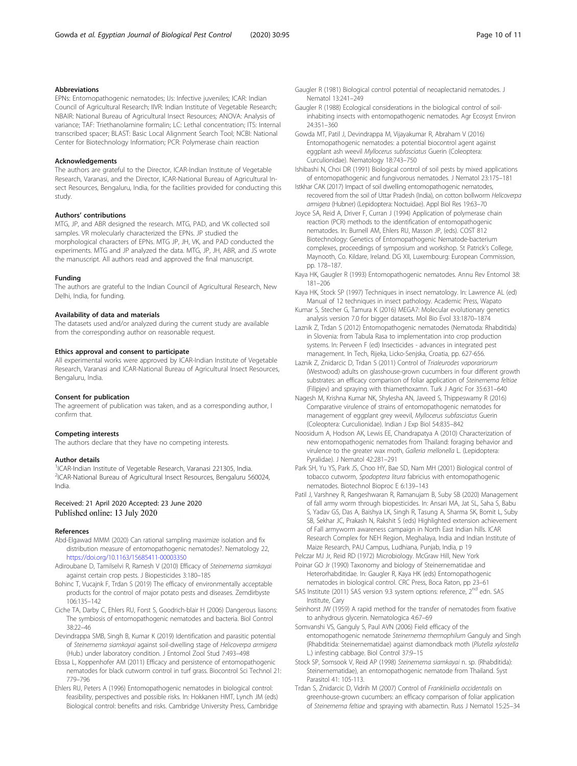### Abbreviations

EPNs: Entomopathogenic nematodes; IJs: Infective juveniles; ICAR: Indian Council of Agricultural Research; IIVR: Indian Institute of Vegetable Research; NBAIR: National Bureau of Agricultural Insect Resources; ANOVA: Analysis of variance; TAF: Triethanolamine formalin; LC: Lethal concentration; ITS: Internal transcribed spacer; BLAST: Basic Local Alignment Search Tool; NCBI: National Center for Biotechnology Information; PCR: Polymerase chain reaction

### Acknowledgements

The authors are grateful to the Director, ICAR-Indian Institute of Vegetable Research, Varanasi, and the Director, ICAR-National Bureau of Agricultural Insect Resources, Bengaluru, India, for the facilities provided for conducting this study.

### Authors' contributions

MTG, JP, and ABR designed the research. MTG, PAD, and VK collected soil samples. VR molecularly characterized the EPNs. JP studied the morphological characters of EPNs. MTG JP, JH, VK, and PAD conducted the experiments. MTG and JP analyzed the data. MTG, JP, JH, ABR, and JS wrote the manuscript. All authors read and approved the final manuscript.

### Funding

The authors are grateful to the Indian Council of Agricultural Research, New Delhi, India, for funding.

### Availability of data and materials

The datasets used and/or analyzed during the current study are available from the corresponding author on reasonable request.

### Ethics approval and consent to participate

All experimental works were approved by ICAR-Indian Institute of Vegetable Research, Varanasi and ICAR-National Bureau of Agricultural Insect Resources, Bengaluru, India.

### Consent for publication

The agreement of publication was taken, and as a corresponding author, I confirm that.

### Competing interests

The authors declare that they have no competing interests.

### Author details

[1]ICAR-Indian Institute of Vegetable Research, Varanasi 221305, India. [2]ICAR-National Bureau of Agricultural Insect Resources, Bengaluru 560024, India.

Received: 21 April 2020 Accepted: 23 June 2020
Published online: 13 July 2020

### References

- Abd-Elgawad MMM (2020) Can rational sampling maximize isolation and fix distribution measure of entomopathogenic nematodes?. Nematology 22, https://doi.org/10.1163/15685411-00003350
- Adiroubane D, Tamilselvi R, Ramesh V (2010) Efficacy of *Steinernema siamkayai* against certain crop pests. J Biopesticides 3:180–185
- Bohinc T, Vucajnk F, Trdan S (2019) The efficacy of environmentally acceptable products for the control of major potato pests and diseases. Zemdirbyste 106:135–142
- Ciche TA, Darby C, Ehlers RU, Forst S, Goodrich-blair H (2006) Dangerous liasons: The symbiosis of entomopathogenic nematodes and bacteria. Biol Control 38:22–46
- Devindrappa SMB, Singh B, Kumar K (2019) Identification and parasitic potential of *Steinernema siamkayai* against soil-dwelling stage of *Helicoverpa armigera* (Hub.) under laboratory condition. J Entomol Zool Stud 7:493–498
- Ebssa L, Koppenhofer AM (2011) Efficacy and persistence of entomopathogenic nematodes for black cutworm control in turf grass. Biocontrol Sci Technol 21: 779–796
- Ehlers RU, Peters A (1996) Entomopathogenic nematodes in biological control: feasibility, perspectives and possible risks. In: Hokkanen HMT, Lynch JM (eds) Biological control: benefits and risks. Cambridge University Press, Cambridge
- Gaugler R (1981) Biological control potential of neoaplectanid nematodes. J Nematol 13:241–249
- Gaugler R (1988) Ecological considerations in the biological control of soil-inhabiting insects with entomopathogenic nematodes. Agr Ecosyst Environ 24:351–360
- Gowda MT, Patil J, Devindrappa M, Vijayakumar R, Abraham V (2016) Entomopathogenic nematodes: a potential biocontrol agent against eggplant ash weevil *Myllocerus subfasciatus* Guerin (Coleoptera: Curculionidae). Nematology 18:743–750
- Ishibashi N, Choi DR (1991) Biological control of soil pests by mixed applications of entomopathogenic and fungivorous nematodes. J Nematol 23:175–181
- Istkhar CAK (2017) Impact of soil dwelling entomopathogenic nematodes, recovered from the soil of Uttar Pradesh (India), on cotton bollworm *Helicoverpa armigera* (Hubner) (Lepidoptera: Noctuidae). Appl Biol Res 19:63–70
- Joyce SA, Reid A, Driver F, Curran J (1994) Application of polymerase chain reaction (PCR) methods to the identification of entomopathogenic nematodes. In: Burnell AM, Ehlers RU, Masson JP, (eds). COST 812 Biotechnology: Genetics of Entomopathogenic Nematode-bacterium complexes, proceedings of symposium and workshop. St Patrick's College, Maynooth, Co. Kildare, Ireland. DG XII, Luxembourg: European Commission, pp. 178–187.
- Kaya HK, Gaugler R (1993) Entomopathogenic nematodes. Annu Rev Entomol 38: 181–206
- Kaya HK, Stock SP (1997) Techniques in insect nematology. In: Lawrence AL (ed) Manual of 12 techniques in insect pathology. Academic Press, Wapato
- Kumar S, Stecher G, Tamura K (2016) MEGA7: Molecular evolutionary genetics analysis version 7.0 for bigger datasets. Mol Bio Evol 33:1870–1874
- Laznik Z, Trdan S (2012) Entomopathogenic nematodes (Nematoda: Rhabditida) in Slovenia: from Tabula Rasa to implementation into crop production systems. In: Perveen F (ed) Insecticides - advances in integrated pest management. In Tech, Rijeka, Licko-Senjska, Croatia, pp. 627-656.
- Laznik Z, Znidarcic D, Trdan S (2011) Control of *Trialeurodes vaporariorum* (Westwood) adults on glasshouse-grown cucumbers in four different growth substrates: an efficacy comparison of foliar application of *Steinernema feltiae* (Filipjev) and spraying with thiamethoxamn. Turk J Agric For 35:631–640
- Nagesh M, Krishna Kumar NK, Shylesha AN, Javeed S, Thippeswamy R (2016) Comparative virulence of strains of entomopathogenic nematodes for management of eggplant grey weevil, *Myllocerus subfasciatus* Guerin (Coleoptera: Curculionidae). Indian J Exp Biol 54:835–842
- Noosidum A, Hodson AK, Lewis EE, Chandrapatya A (2010) Characterization of new entomopathogenic nematodes from Thailand: foraging behavior and virulence to the greater wax moth, *Galleria mellonella* L. (Lepidoptera: Pyralidae). J Nematol 42:281–291
- Park SH, Yu YS, Park JS, Choo HY, Bae SD, Nam MH (2001) Biological control of tobacco cutworm, *Spodoptera litura* fabricius with entomopathogenic nematodes. Biotechnol Bioproc E 6:139–143
- Patil J, Varshney R, Rangeshwaran R, Ramanujam B, Suby SB (2020) Management of fall army worm through biopesticides. In: Ansari MA, Jat SL, Saha S, Babu S, Yadav GS, Das A, Baishya LK, Singh R, Tasung A, Sharma SK, Bomit L, Suby SB, Sekhar JC, Prakash N, Rakshit S (eds) Highlighted extension achievement of Fall armyworm awareness campaign in North East Indian hills. ICAR Research Complex for NEH Region, Meghalaya, India and Indian Institute of Maize Research, PAU Campus, Ludhiana, Punjab, India, p 19
- Pelczar MJ Jr, Reid RD (1972) Microbiology. McGraw Hill, New York
- Poinar GO Jr (1990) Taxonomy and biology of Steinernematidae and Heterorhabditidae. In: Gaugler R, Kaya HK (eds) Entomopathogenic nematodes in biological control. CRC Press, Boca Raton, pp 23–61
- SAS Institute (2011) SAS version 9.3 system options: reference, 2[nd] edn. SAS Institute, Cary
- Seinhorst JW (1959) A rapid method for the transfer of nematodes from fixative to anhydrous glycerin. Nematologica 4:67–69
- Somvanshi VS, Ganguly S, Paul AVN (2006) Field efficacy of the entomopathogenic nematode *Steinernema thermophilum* Ganguly and Singh (Rhabditida: Steinernematidae) against diamondback moth (*Plutella xylostella* L.) infesting cabbage. Biol Control 37:9–15
- Stock SP, Somsook V, Reid AP (1998) *Steinernema siamkayai* n. sp. (Rhabditida: Steinernematidae), an entomopathogenic nematode from Thailand. Syst Parasitol 41: 105-113.
- Trdan S, Znidarcic D, Vidrih M (2007) Control of *Frankliniella occidentalis* on greenhouse-grown cucumbers: an efficacy comparison of foliar application of *Steinernema feltiae* and spraying with abamectin. Russ J Nematol 15:25–34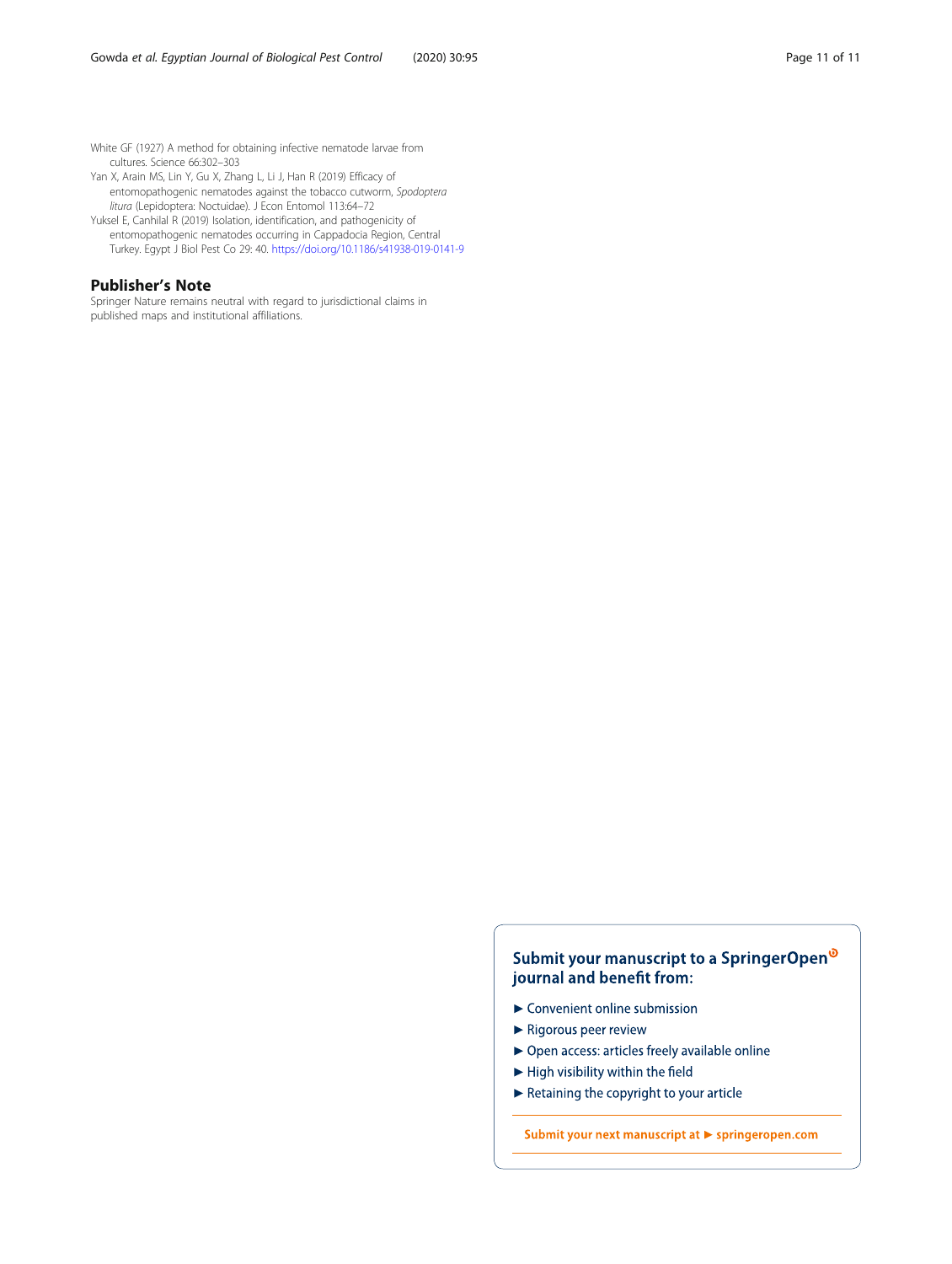White GF (1927) A method for obtaining infective nematode larvae from cultures. Science 66:302–303

Yan X, Arain MS, Lin Y, Gu X, Zhang L, Li J, Han R (2019) Efficacy of entomopathogenic nematodes against the tobacco cutworm, *Spodoptera litura* (Lepidoptera: Noctuidae). J Econ Entomol 113:64–72

Yuksel E, Canhilal R (2019) Isolation, identification, and pathogenicity of entomopathogenic nematodes occurring in Cappadocia Region, Central Turkey. Egypt J Biol Pest Co 29: 40. https://doi.org/10.1186/s41938-019-0141-9

## Publisher's Note

Springer Nature remains neutral with regard to jurisdictional claims in published maps and institutional affiliations.

**Submit your manuscript to a SpringerOpen journal and benefit from:**

- Convenient online submission
- Rigorous peer review
- Open access: articles freely available online
- High visibility within the field
- Retaining the copyright to your article

**Submit your next manuscript at ► springeropen.com**